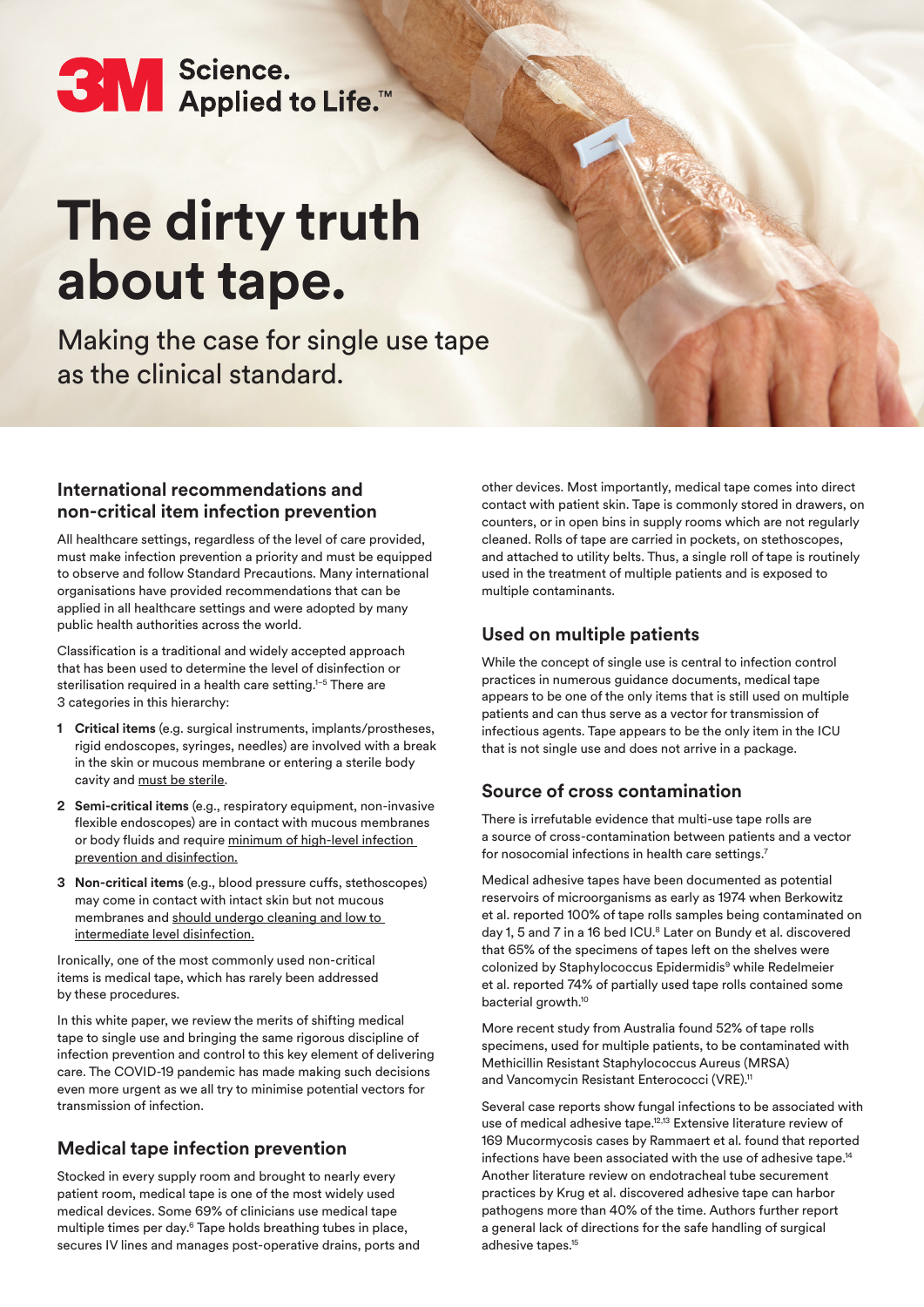3M Science. Applied to Life.™

# The dirty truth about tape.

Making the case for single use tape as the clinical standard.

## International recommendations and non-critical item infection prevention

All healthcare settings, regardless of the level of care provided, must make infection prevention a priority and must be equipped to observe and follow Standard Precautions. Many international organisations have provided recommendations that can be applied in all healthcare settings and were adopted by many public health authorities across the world.

Classification is a traditional and widely accepted approach that has been used to determine the level of disinfection or sterilisation required in a health care setting.[1–5] There are 3 categories in this hierarchy:

1. **Critical items** (e.g. surgical instruments, implants/prostheses, rigid endoscopes, syringes, needles) are involved with a break in the skin or mucous membrane or entering a sterile body cavity and must be sterile.
2. **Semi-critical items** (e.g., respiratory equipment, non-invasive flexible endoscopes) are in contact with mucous membranes or body fluids and require minimum of high-level infection prevention and disinfection.
3. **Non-critical items** (e.g., blood pressure cuffs, stethoscopes) may come in contact with intact skin but not mucous membranes and should undergo cleaning and low to intermediate level disinfection.

Ironically, one of the most commonly used non-critical items is medical tape, which has rarely been addressed by these procedures.

In this white paper, we review the merits of shifting medical tape to single use and bringing the same rigorous discipline of infection prevention and control to this key element of delivering care. The COVID-19 pandemic has made making such decisions even more urgent as we all try to minimise potential vectors for transmission of infection.

## Medical tape infection prevention

Stocked in every supply room and brought to nearly every patient room, medical tape is one of the most widely used medical devices. Some 69% of clinicians use medical tape multiple times per day.[6] Tape holds breathing tubes in place, secures IV lines and manages post-operative drains, ports and other devices. Most importantly, medical tape comes into direct contact with patient skin. Tape is commonly stored in drawers, on counters, or in open bins in supply rooms which are not regularly cleaned. Rolls of tape are carried in pockets, on stethoscopes, and attached to utility belts. Thus, a single roll of tape is routinely used in the treatment of multiple patients and is exposed to multiple contaminants.

## Used on multiple patients

While the concept of single use is central to infection control practices in numerous guidance documents, medical tape appears to be one of the only items that is still used on multiple patients and can thus serve as a vector for transmission of infectious agents. Tape appears to be the only item in the ICU that is not single use and does not arrive in a package.

## Source of cross contamination

There is irrefutable evidence that multi-use tape rolls are a source of cross-contamination between patients and a vector for nosocomial infections in health care settings.[7]

Medical adhesive tapes have been documented as potential reservoirs of microorganisms as early as 1974 when Berkowitz et al. reported 100% of tape rolls samples being contaminated on day 1, 5 and 7 in a 16 bed ICU.[8] Later on Bundy et al. discovered that 65% of the specimens of tapes left on the shelves were colonized by Staphylococcus Epidermidis[9] while Redelmeier et al. reported 74% of partially used tape rolls contained some bacterial growth.[10]

More recent study from Australia found 52% of tape rolls specimens, used for multiple patients, to be contaminated with Methicillin Resistant Staphylococcus Aureus (MRSA) and Vancomycin Resistant Enterococci (VRE).[11]

Several case reports show fungal infections to be associated with use of medical adhesive tape.[12,13] Extensive literature review of 169 Mucormycosis cases by Rammaert et al. found that reported infections have been associated with the use of adhesive tape.[14] Another literature review on endotracheal tube securement practices by Krug et al. discovered adhesive tape can harbor pathogens more than 40% of the time. Authors further report a general lack of directions for the safe handling of surgical adhesive tapes.[15]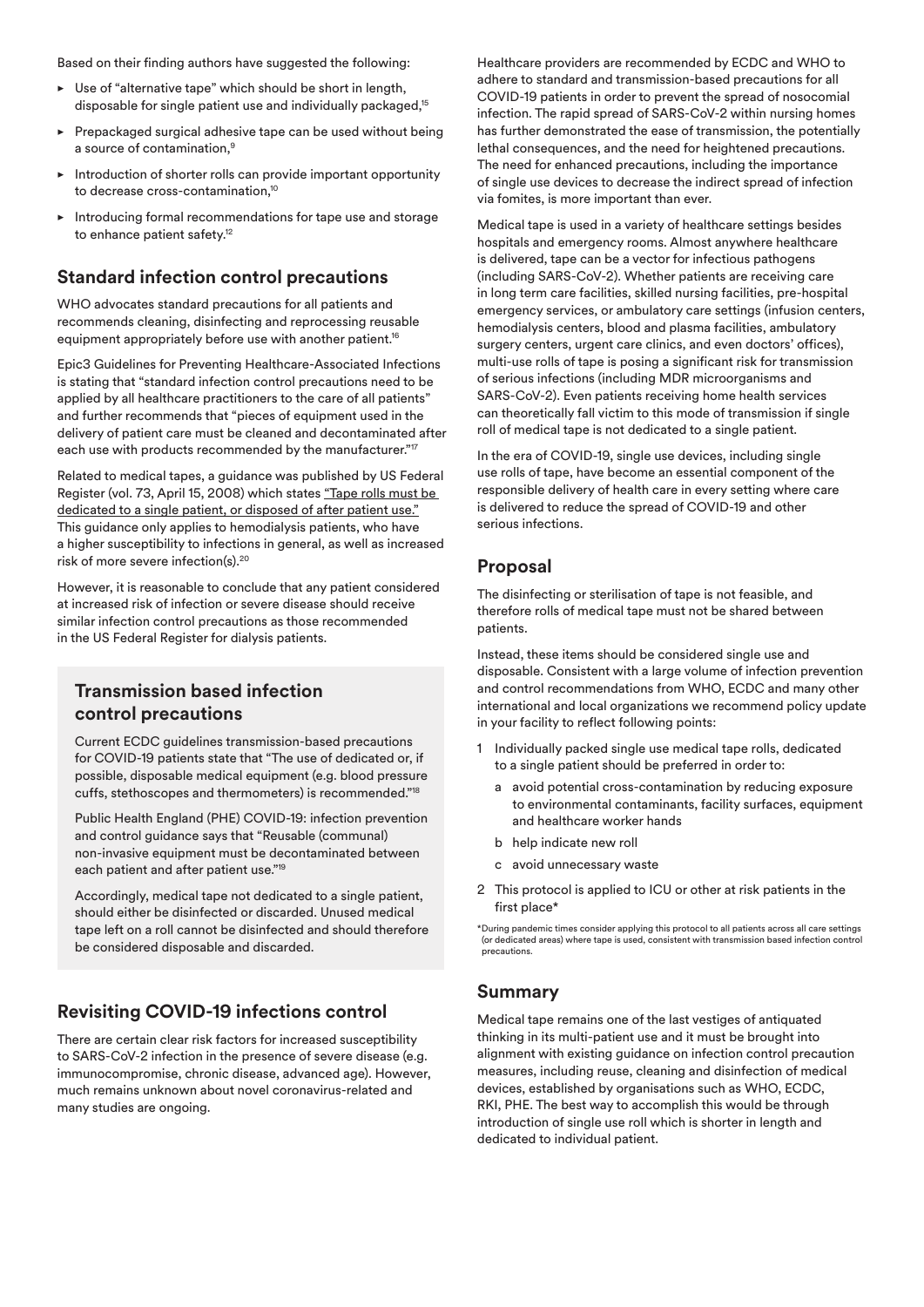Based on their finding authors have suggested the following:

- Use of "alternative tape" which should be short in length, disposable for single patient use and individually packaged,[15]
- Prepackaged surgical adhesive tape can be used without being a source of contamination,[9]
- Introduction of shorter rolls can provide important opportunity to decrease cross-contamination,[10]
- Introducing formal recommendations for tape use and storage to enhance patient safety.[12]

## Standard infection control precautions

WHO advocates standard precautions for all patients and recommends cleaning, disinfecting and reprocessing reusable equipment appropriately before use with another patient.[16]

Epic3 Guidelines for Preventing Healthcare-Associated Infections is stating that "standard infection control precautions need to be applied by all healthcare practitioners to the care of all patients" and further recommends that "pieces of equipment used in the delivery of patient care must be cleaned and decontaminated after each use with products recommended by the manufacturer."[17]

Related to medical tapes, a guidance was published by US Federal Register (vol. 73, April 15, 2008) which states "Tape rolls must be dedicated to a single patient, or disposed of after patient use." This guidance only applies to hemodialysis patients, who have a higher susceptibility to infections in general, as well as increased risk of more severe infection(s).[20]

However, it is reasonable to conclude that any patient considered at increased risk of infection or severe disease should receive similar infection control precautions as those recommended in the US Federal Register for dialysis patients.

### Transmission based infection control precautions

Current ECDC guidelines transmission-based precautions for COVID-19 patients state that "The use of dedicated or, if possible, disposable medical equipment (e.g. blood pressure cuffs, stethoscopes and thermometers) is recommended."[18]

Public Health England (PHE) COVID-19: infection prevention and control guidance says that "Reusable (communal) non-invasive equipment must be decontaminated between each patient and after patient use."[19]

Accordingly, medical tape not dedicated to a single patient, should either be disinfected or discarded. Unused medical tape left on a roll cannot be disinfected and should therefore be considered disposable and discarded.

## Revisiting COVID-19 infections control

There are certain clear risk factors for increased susceptibility to SARS-CoV-2 infection in the presence of severe disease (e.g. immunocompromise, chronic disease, advanced age). However, much remains unknown about novel coronavirus-related and many studies are ongoing.

Healthcare providers are recommended by ECDC and WHO to adhere to standard and transmission-based precautions for all COVID-19 patients in order to prevent the spread of nosocomial infection. The rapid spread of SARS-CoV-2 within nursing homes has further demonstrated the ease of transmission, the potentially lethal consequences, and the need for heightened precautions. The need for enhanced precautions, including the importance of single use devices to decrease the indirect spread of infection via fomites, is more important than ever.

Medical tape is used in a variety of healthcare settings besides hospitals and emergency rooms. Almost anywhere healthcare is delivered, tape can be a vector for infectious pathogens (including SARS-CoV-2). Whether patients are receiving care in long term care facilities, skilled nursing facilities, pre-hospital emergency services, or ambulatory care settings (infusion centers, hemodialysis centers, blood and plasma facilities, ambulatory surgery centers, urgent care clinics, and even doctors' offices), multi-use rolls of tape is posing a significant risk for transmission of serious infections (including MDR microorganisms and SARS-CoV-2). Even patients receiving home health services can theoretically fall victim to this mode of transmission if single roll of medical tape is not dedicated to a single patient.

In the era of COVID-19, single use devices, including single use rolls of tape, have become an essential component of the responsible delivery of health care in every setting where care is delivered to reduce the spread of COVID-19 and other serious infections.

## Proposal

The disinfecting or sterilisation of tape is not feasible, and therefore rolls of medical tape must not be shared between patients.

Instead, these items should be considered single use and disposable. Consistent with a large volume of infection prevention and control recommendations from WHO, ECDC and many other international and local organizations we recommend policy update in your facility to reflect following points:

1. Individually packed single use medical tape rolls, dedicated to a single patient should be preferred in order to:
   a. avoid potential cross-contamination by reducing exposure to environmental contaminants, facility surfaces, equipment and healthcare worker hands
   b. help indicate new roll
   c. avoid unnecessary waste
2. This protocol is applied to ICU or other at risk patients in the first place*

*During pandemic times consider applying this protocol to all patients across all care settings (or dedicated areas) where tape is used, consistent with transmission based infection control precautions.

## Summary

Medical tape remains one of the last vestiges of antiquated thinking in its multi-patient use and it must be brought into alignment with existing guidance on infection control precaution measures, including reuse, cleaning and disinfection of medical devices, established by organisations such as WHO, ECDC, RKI, PHE. The best way to accomplish this would be through introduction of single use roll which is shorter in length and dedicated to individual patient.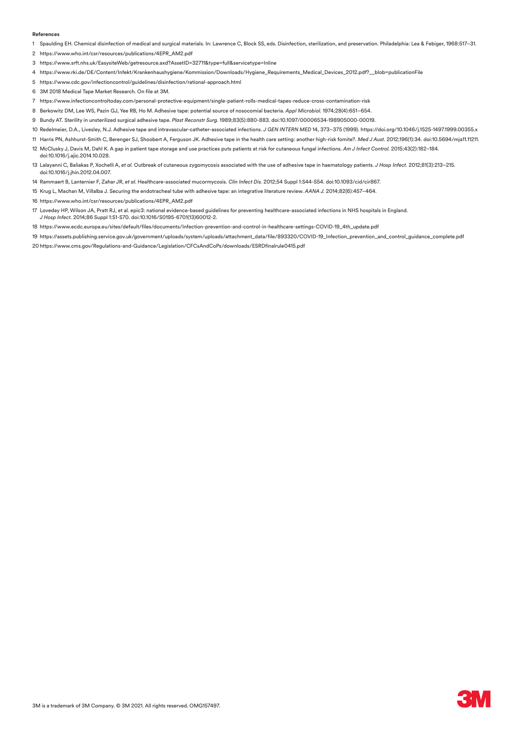**References**

1 Spaulding EH. Chemical disinfection of medical and surgical materials. In: Lawrence C, Block SS, eds. Disinfection, sterilization, and preservation. Philadelphia: Lea & Febiger, 1968:517–31.

2 https://www.who.int/csr/resources/publications/4EPR_AM2.pdf

3 https://www.srft.nhs.uk/EasysiteWeb/getresource.axd?AssetID=32711&type=full&servicetype=Inline

4 https://www.rki.de/DE/Content/Infekt/Krankenhaushygiene/Kommission/Downloads/Hygiene_Requirements_Medical_Devices_2012.pdf?__blob=publicationFile

5 https://www.cdc.gov/infectioncontrol/guidelines/disinfection/rational-approach.html

6 3M 2018 Medical Tape Market Research. On file at 3M.

7 https://www.infectioncontroltoday.com/personal-protective-equipment/single-patient-rolls-medical-tapes-reduce-cross-contamination-risk

8 Berkowitz DM, Lee WS, Pazin GJ, Yee RB, Ho M. Adhesive tape: potential source of nosocomial bacteria. *Appl Microbiol.* 1974;28(4):651–654.

9 Bundy AT. Sterility in unsterilized surgical adhesive tape. *Plast Reconstr Surg.* 1989;83(5):880-883. doi:10.1097/00006534-198905000-00019.

10 Redelmeier, D.A., Livesley, N.J. Adhesive tape and intravascular-catheter-associated infections. *J GEN INTERN MED* 14, 373–375 (1999). https://doi.org/10.1046/j.1525-1497.1999.00355.x

11 Harris PN, Ashhurst-Smith C, Berenger SJ, Shoobert A, Ferguson JK. Adhesive tape in the health care setting: another high-risk fomite?. *Med J Aust.* 2012;196(1):34. doi:10.5694/mja11.11211.

12 McClusky J, Davis M, Dahl K. A gap in patient tape storage and use practices puts patients at risk for cutaneous fungal infections. *Am J Infect Control.* 2015;43(2):182–184. doi:10.1016/j.ajic.2014.10.028.

13 Lalayanni C, Baliakas P, Xochelli A, *et al.* Outbreak of cutaneous zygomycosis associated with the use of adhesive tape in haematology patients. *J Hosp Infect.* 2012;81(3):213–215. doi:10.1016/j.jhin.2012.04.007.

14 Rammaert B, Lanternier F, Zahar JR, *et al.* Healthcare-associated mucormycosis. *Clin Infect Dis.* 2012;54 Suppl 1:S44-S54. doi:10.1093/cid/cir867.

15 Krug L, Machan M, Villalba J. Securing the endotracheal tube with adhesive tape: an integrative literature review. *AANA J.* 2014;82(6):457–464.

16 https://www.who.int/csr/resources/publications/4EPR_AM2.pdf

17 Loveday HP, Wilson JA, Pratt RJ, et al. epic3: national evidence-based guidelines for preventing healthcare-associated infections in NHS hospitals in England. *J Hosp Infect.* 2014;86 Suppl 1:S1-S70. doi:10.1016/S0195-6701(13)60012-2.

18 https://www.ecdc.europa.eu/sites/default/files/documents/Infection-prevention-and-control-in-healthcare-settings-COVID-19_4th_update.pdf

19 https://assets.publishing.service.gov.uk/government/uploads/system/uploads/attachment_data/file/893320/COVID-19_Infection_prevention_and_control_guidance_complete.pdf

20 https://www.cms.gov/Regulations-and-Guidance/Legislation/CFCsAndCoPs/downloads/ESRDfinalrule0415.pdf

3M is a trademark of 3M Company. © 3M 2021. All rights reserved. OMG157497.